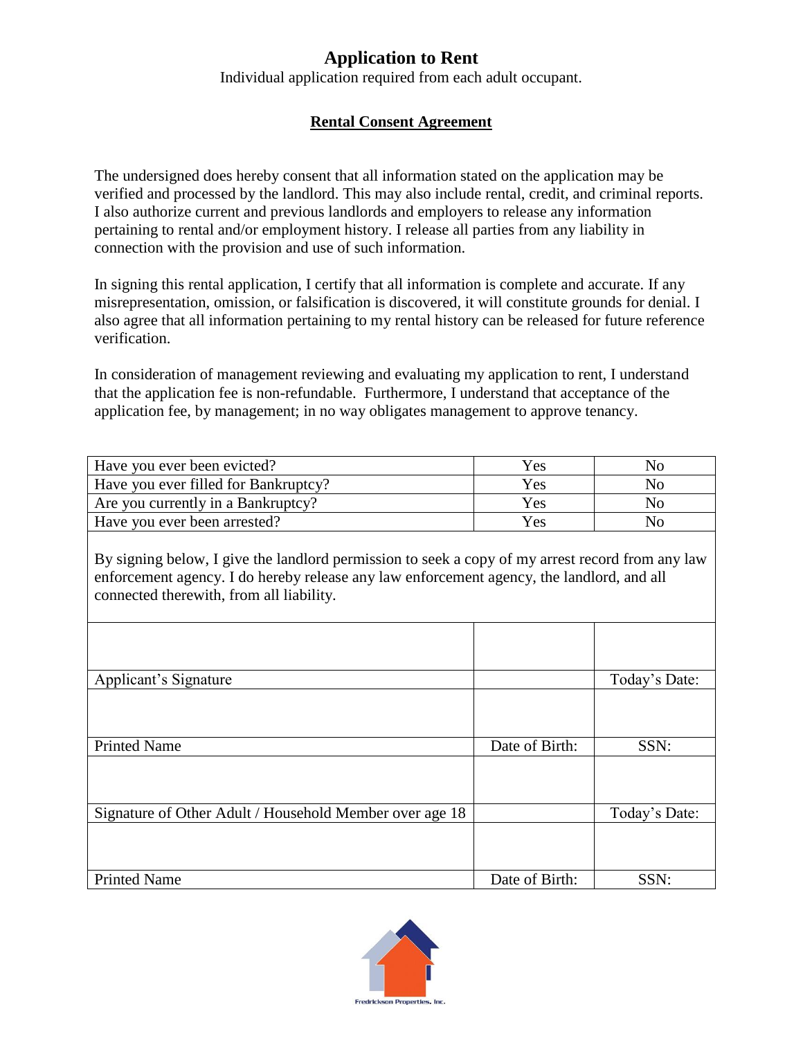# Application to Rent

Individual application required from each adult occupant.

## Rental Consent Agreement

The undersigned does hereby consent that all information stated on the application may be verified and processed by the landlord. This may also include rental, credit, and criminal reports. I also authorize current and previous landlords and employers to release any information pertaining to rental and/or employment history. I release all parties from any liability in connection with the provision and use of such information.

In signing this rental application, I certify that all information is complete and accurate. If any misrepresentation, omission, or falsification is discovered, it will constitute grounds for denial. I also agree that all information pertaining to my rental history can be released for future reference verification.

In consideration of management reviewing and evaluating my application to rent, I understand that the application fee is non-refundable. Furthermore, I understand that acceptance of the application fee, by management; in no way obligates management to approve tenancy.

| | | |
|---|---|---|
| Have you ever been evicted? | Yes | No |
| Have you ever filled for Bankruptcy? | Yes | No |
| Are you currently in a Bankruptcy? | Yes | No |
| Have you ever been arrested? | Yes | No |

By signing below, I give the landlord permission to seek a copy of my arrest record from any law enforcement agency. I do hereby release any law enforcement agency, the landlord, and all connected therewith, from all liability.

| | | |
|---|---|---|
| | | |
| Applicant's Signature | | Today's Date: |
| | | |
| Printed Name | Date of Birth: | SSN: |
| | | |
| Signature of Other Adult / Household Member over age 18 | | Today's Date: |
| | | |
| Printed Name | Date of Birth: | SSN: |

Fredrickson Properties, Inc.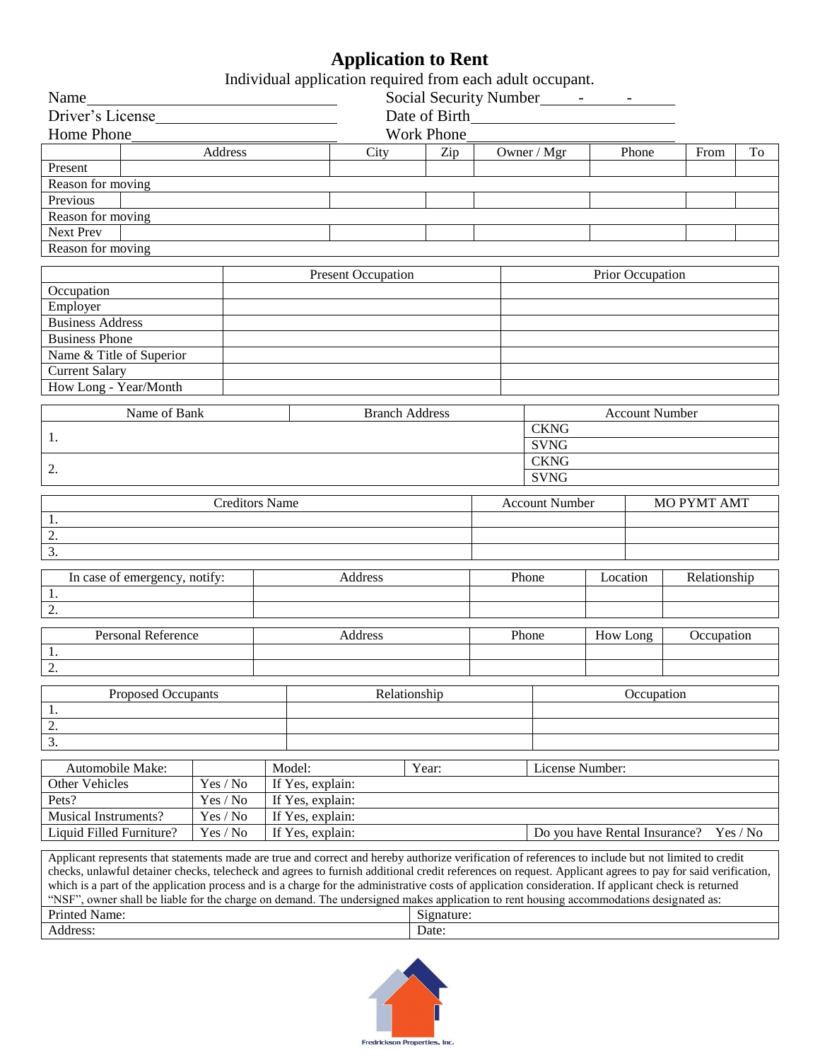# Application to Rent

Individual application required from each adult occupant.

Name\_\_\_\_\_\_\_\_\_\_\_\_\_\_\_\_\_\_\_\_\_\_\_\_\_\_\_\_ Social Security Number\_\_\_\_-\_\_\_\_-\_\_\_\_

Driver's License\_\_\_\_\_\_\_\_\_\_\_\_\_\_\_\_\_\_\_\_\_\_\_\_ Date of Birth\_\_\_\_\_\_\_\_\_\_\_\_\_\_\_\_\_\_\_\_\_\_\_\_

Home Phone\_\_\_\_\_\_\_\_\_\_\_\_\_\_\_\_\_\_\_\_\_\_\_\_\_\_ Work Phone\_\_\_\_\_\_\_\_\_\_\_\_\_\_\_\_\_\_\_\_\_\_\_\_\_\_

| | Address | City | Zip | Owner / Mgr | Phone | From | To |
|---|---|---|---|---|---|---|---|
| Present | | | | | | | |
| Reason for moving | | | | | | | |
| Previous | | | | | | | |
| Reason for moving | | | | | | | |
| Next Prev | | | | | | | |
| Reason for moving | | | | | | | |

| | Present Occupation | Prior Occupation |
|---|---|---|
| Occupation | | |
| Employer | | |
| Business Address | | |
| Business Phone | | |
| Name & Title of Superior | | |
| Current Salary | | |
| How Long - Year/Month | | |

| Name of Bank | Branch Address | Account Number |
|---|---|---|
| 1. | | CKNG |
| | | SVNG |
| 2. | | CKNG |
| | | SVNG |

| Creditors Name | Account Number | MO PYMT AMT |
|---|---|---|
| 1. | | |
| 2. | | |
| 3. | | |

| In case of emergency, notify: | Address | Phone | Location | Relationship |
|---|---|---|---|---|
| 1. | | | | |
| 2. | | | | |

| Personal Reference | Address | Phone | How Long | Occupation |
|---|---|---|---|---|
| 1. | | | | |
| 2. | | | | |

| Proposed Occupants | Relationship | Occupation |
|---|---|---|
| 1. | | |
| 2. | | |
| 3. | | |

| Automobile Make: | | Model: | Year: | License Number: |
|---|---|---|---|---|
| Other Vehicles | Yes / No | If Yes, explain: | | |
| Pets? | Yes / No | If Yes, explain: | | |
| Musical Instruments? | Yes / No | If Yes, explain: | | |
| Liquid Filled Furniture? | Yes / No | If Yes, explain: | | Do you have Rental Insurance? Yes / No |

Applicant represents that statements made are true and correct and hereby authorize verification of references to include but not limited to credit checks, unlawful detainer checks, telecheck and agrees to furnish additional credit references on request. Applicant agrees to pay for said verification, which is a part of the application process and is a charge for the administrative costs of application consideration. If applicant check is returned "NSF", owner shall be liable for the charge on demand. The undersigned makes application to rent housing accommodations designated as:

| | |
|---|---|
| Printed Name: | Signature: |
| Address: | Date: |

Fredrickson Properties, Inc.